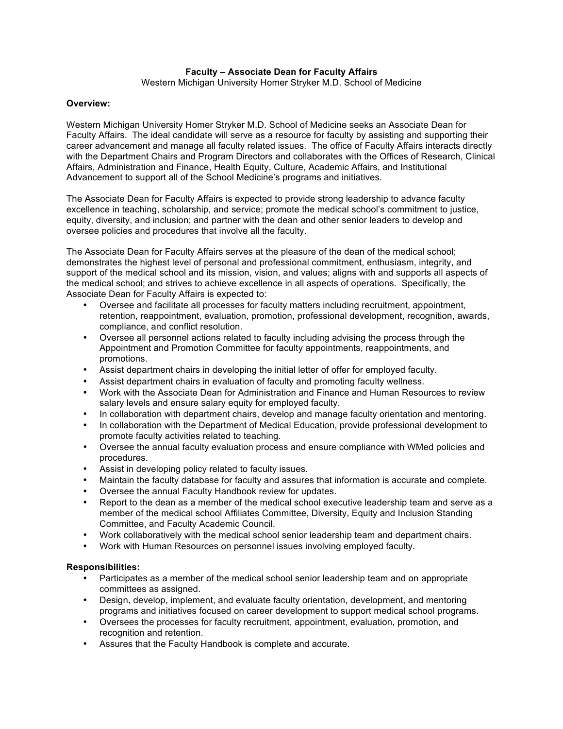**Faculty – Associate Dean for Faculty Affairs**

Western Michigan University Homer Stryker M.D. School of Medicine

**Overview:**

Western Michigan University Homer Stryker M.D. School of Medicine seeks an Associate Dean for Faculty Affairs. The ideal candidate will serve as a resource for faculty by assisting and supporting their career advancement and manage all faculty related issues. The office of Faculty Affairs interacts directly with the Department Chairs and Program Directors and collaborates with the Offices of Research, Clinical Affairs, Administration and Finance, Health Equity, Culture, Academic Affairs, and Institutional Advancement to support all of the School Medicine's programs and initiatives.

The Associate Dean for Faculty Affairs is expected to provide strong leadership to advance faculty excellence in teaching, scholarship, and service; promote the medical school's commitment to justice, equity, diversity, and inclusion; and partner with the dean and other senior leaders to develop and oversee policies and procedures that involve all the faculty.

The Associate Dean for Faculty Affairs serves at the pleasure of the dean of the medical school; demonstrates the highest level of personal and professional commitment, enthusiasm, integrity, and support of the medical school and its mission, vision, and values; aligns with and supports all aspects of the medical school; and strives to achieve excellence in all aspects of operations. Specifically, the Associate Dean for Faculty Affairs is expected to:

- Oversee and facilitate all processes for faculty matters including recruitment, appointment, retention, reappointment, evaluation, promotion, professional development, recognition, awards, compliance, and conflict resolution.
- Oversee all personnel actions related to faculty including advising the process through the Appointment and Promotion Committee for faculty appointments, reappointments, and promotions.
- Assist department chairs in developing the initial letter of offer for employed faculty.
- Assist department chairs in evaluation of faculty and promoting faculty wellness.
- Work with the Associate Dean for Administration and Finance and Human Resources to review salary levels and ensure salary equity for employed faculty.
- In collaboration with department chairs, develop and manage faculty orientation and mentoring.
- In collaboration with the Department of Medical Education, provide professional development to promote faculty activities related to teaching.
- Oversee the annual faculty evaluation process and ensure compliance with WMed policies and procedures.
- Assist in developing policy related to faculty issues.
- Maintain the faculty database for faculty and assures that information is accurate and complete.
- Oversee the annual Faculty Handbook review for updates.
- Report to the dean as a member of the medical school executive leadership team and serve as a member of the medical school Affiliates Committee, Diversity, Equity and Inclusion Standing Committee, and Faculty Academic Council.
- Work collaboratively with the medical school senior leadership team and department chairs.
- Work with Human Resources on personnel issues involving employed faculty.

**Responsibilities:**

- Participates as a member of the medical school senior leadership team and on appropriate committees as assigned.
- Design, develop, implement, and evaluate faculty orientation, development, and mentoring programs and initiatives focused on career development to support medical school programs.
- Oversees the processes for faculty recruitment, appointment, evaluation, promotion, and recognition and retention.
- Assures that the Faculty Handbook is complete and accurate.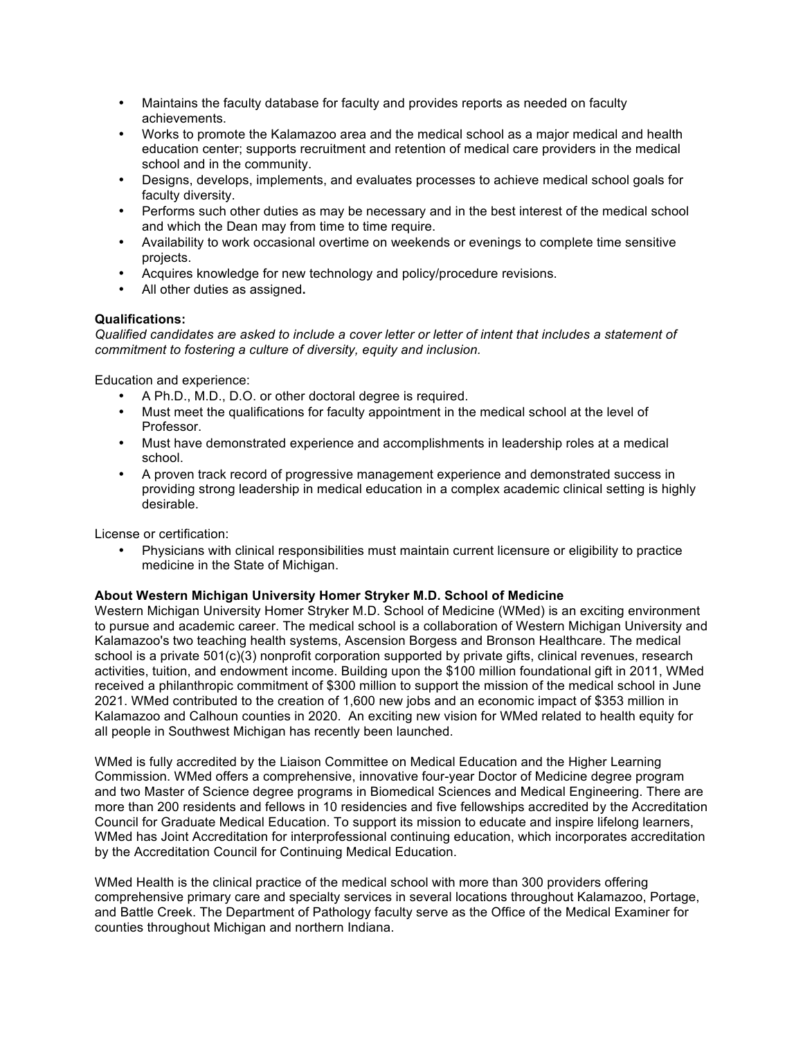- Maintains the faculty database for faculty and provides reports as needed on faculty achievements.
- Works to promote the Kalamazoo area and the medical school as a major medical and health education center; supports recruitment and retention of medical care providers in the medical school and in the community.
- Designs, develops, implements, and evaluates processes to achieve medical school goals for faculty diversity.
- Performs such other duties as may be necessary and in the best interest of the medical school and which the Dean may from time to time require.
- Availability to work occasional overtime on weekends or evenings to complete time sensitive projects.
- Acquires knowledge for new technology and policy/procedure revisions.
- All other duties as assigned**.**

**Qualifications:**
*Qualified candidates are asked to include a cover letter or letter of intent that includes a statement of commitment to fostering a culture of diversity, equity and inclusion.*

Education and experience:

- A Ph.D., M.D., D.O. or other doctoral degree is required.
- Must meet the qualifications for faculty appointment in the medical school at the level of Professor.
- Must have demonstrated experience and accomplishments in leadership roles at a medical school.
- A proven track record of progressive management experience and demonstrated success in providing strong leadership in medical education in a complex academic clinical setting is highly desirable.

License or certification:

- Physicians with clinical responsibilities must maintain current licensure or eligibility to practice medicine in the State of Michigan.

**About Western Michigan University Homer Stryker M.D. School of Medicine**
Western Michigan University Homer Stryker M.D. School of Medicine (WMed) is an exciting environment to pursue and academic career. The medical school is a collaboration of Western Michigan University and Kalamazoo's two teaching health systems, Ascension Borgess and Bronson Healthcare. The medical school is a private 501(c)(3) nonprofit corporation supported by private gifts, clinical revenues, research activities, tuition, and endowment income. Building upon the $100 million foundational gift in 2011, WMed received a philanthropic commitment of $300 million to support the mission of the medical school in June 2021. WMed contributed to the creation of 1,600 new jobs and an economic impact of $353 million in Kalamazoo and Calhoun counties in 2020. An exciting new vision for WMed related to health equity for all people in Southwest Michigan has recently been launched.

WMed is fully accredited by the Liaison Committee on Medical Education and the Higher Learning Commission. WMed offers a comprehensive, innovative four-year Doctor of Medicine degree program and two Master of Science degree programs in Biomedical Sciences and Medical Engineering. There are more than 200 residents and fellows in 10 residencies and five fellowships accredited by the Accreditation Council for Graduate Medical Education. To support its mission to educate and inspire lifelong learners, WMed has Joint Accreditation for interprofessional continuing education, which incorporates accreditation by the Accreditation Council for Continuing Medical Education.

WMed Health is the clinical practice of the medical school with more than 300 providers offering comprehensive primary care and specialty services in several locations throughout Kalamazoo, Portage, and Battle Creek. The Department of Pathology faculty serve as the Office of the Medical Examiner for counties throughout Michigan and northern Indiana.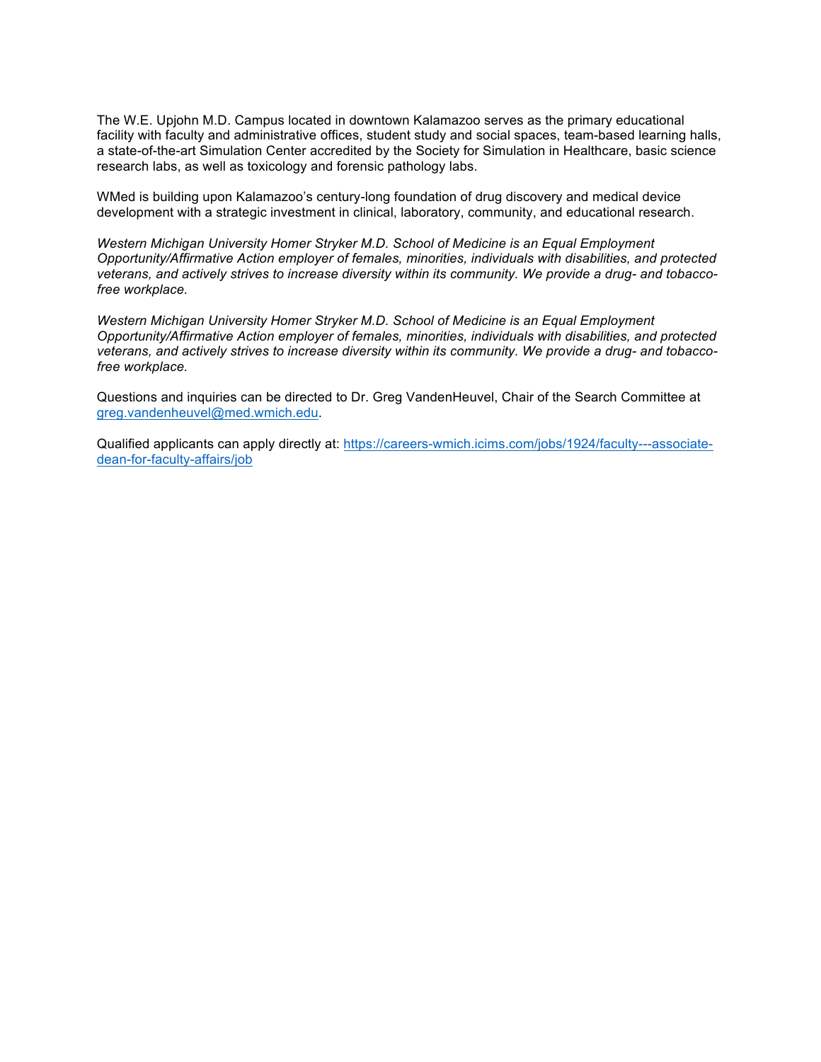The W.E. Upjohn M.D. Campus located in downtown Kalamazoo serves as the primary educational facility with faculty and administrative offices, student study and social spaces, team-based learning halls, a state-of-the-art Simulation Center accredited by the Society for Simulation in Healthcare, basic science research labs, as well as toxicology and forensic pathology labs.

WMed is building upon Kalamazoo's century-long foundation of drug discovery and medical device development with a strategic investment in clinical, laboratory, community, and educational research.

*Western Michigan University Homer Stryker M.D. School of Medicine is an Equal Employment Opportunity/Affirmative Action employer of females, minorities, individuals with disabilities, and protected veterans, and actively strives to increase diversity within its community. We provide a drug- and tobacco-free workplace.*

*Western Michigan University Homer Stryker M.D. School of Medicine is an Equal Employment Opportunity/Affirmative Action employer of females, minorities, individuals with disabilities, and protected veterans, and actively strives to increase diversity within its community. We provide a drug- and tobacco-free workplace.*

Questions and inquiries can be directed to Dr. Greg VandenHeuvel, Chair of the Search Committee at [greg.vandenheuvel@med.wmich.edu](mailto:greg.vandenheuvel@med.wmich.edu).

Qualified applicants can apply directly at: [https://careers-wmich.icims.com/jobs/1924/faculty---associate-dean-for-faculty-affairs/job](https://careers-wmich.icims.com/jobs/1924/faculty---associate-dean-for-faculty-affairs/job)